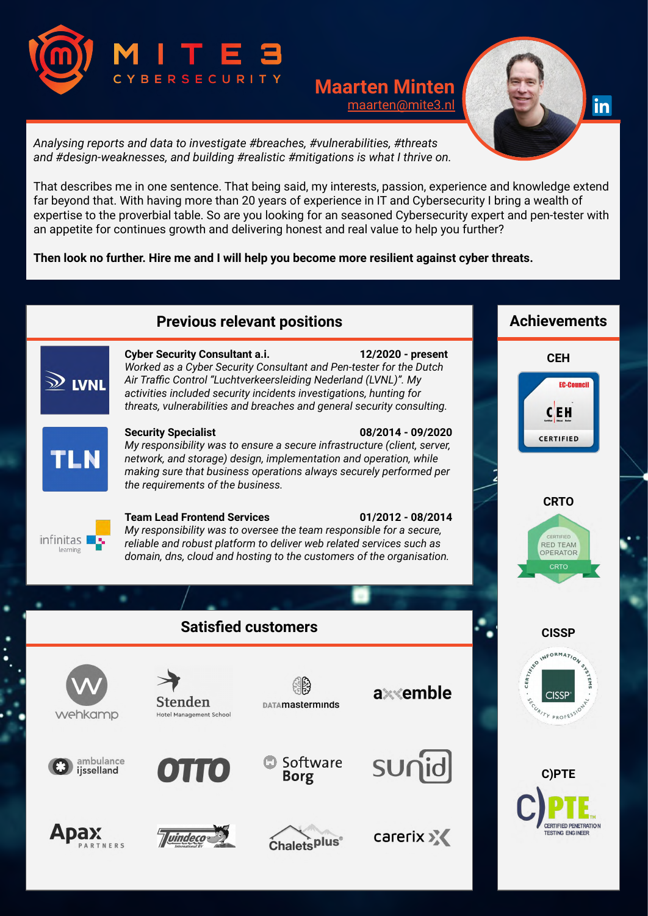# MITE3 CYBERSECURITY

## Maarten Minten

maarten@mite3.nl

*Analysing reports and data to investigate #breaches, #vulnerabilities, #threats and #design-weaknesses, and building #realistic #mitigations is what I thrive on.*

That describes me in one sentence. That being said, my interests, passion, experience and knowledge extend far beyond that. With having more than 20 years of experience in IT and Cybersecurity I bring a wealth of expertise to the proverbial table. So are you looking for an seasoned Cybersecurity expert and pen-tester with an appetite for continues growth and delivering honest and real value to help you further?

**Then look no further. Hire me and I will help you become more resilient against cyber threats.**

## Previous relevant positions

**Cyber Security Consultant a.i.** — **12/2020 - present**

*Worked as a Cyber Security Consultant and Pen-tester for the Dutch Air Traffic Control "Luchtverkeersleiding Nederland (LVNL)". My activities included security incidents investigations, hunting for threats, vulnerabilities and breaches and general security consulting.*

**Security Specialist** — **08/2014 - 09/2020**

*My responsibility was to ensure a secure infrastructure (client, server, network, and storage) design, implementation and operation, while making sure that business operations always securely performed per the requirements of the business.*

**Team Lead Frontend Services** — **01/2012 - 08/2014**

*My responsibility was to oversee the team responsible for a secure, reliable and robust platform to deliver web related services such as domain, dns, cloud and hosting to the customers of the organisation.*

## Satisfied customers

- wehkamp
- Stenden Hotel Management School
- DATAmasterminds
- axxemble
- ambulance ijsselland
- OTTO
- Software Borg
- sunid
- Apax Partners
- Tuindeco
- Chaletsplus
- carerix

## Achievements

- CEH
- CRTO
- CISSP
- C)PTE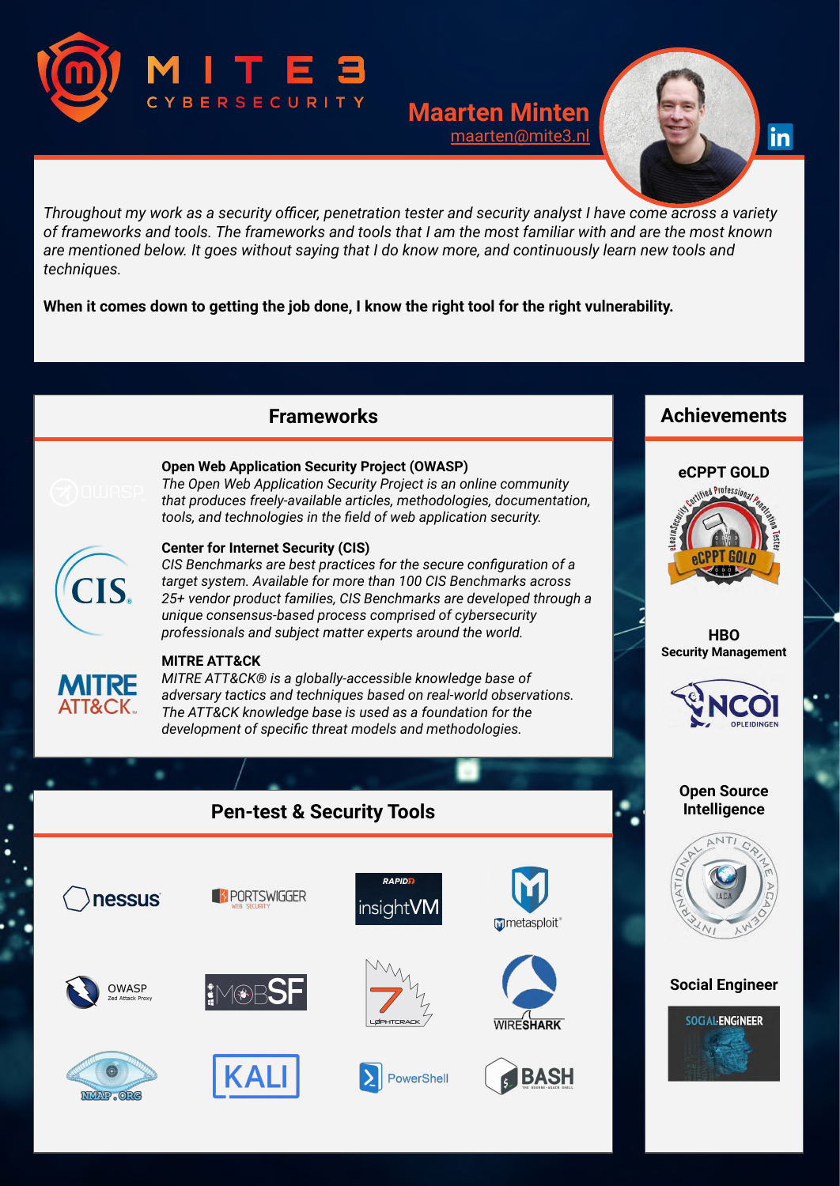MITE3 CYBERSECURITY

**Maarten Minten**
maarten@mite3.nl

*Throughout my work as a security officer, penetration tester and security analyst I have come across a variety of frameworks and tools. The frameworks and tools that I am the most familiar with and are the most known are mentioned below. It goes without saying that I do know more, and continuously learn new tools and techniques.*

**When it comes down to getting the job done, I know the right tool for the right vulnerability.**

## Frameworks

**Open Web Application Security Project (OWASP)**
*The Open Web Application Security Project is an online community that produces freely-available articles, methodologies, documentation, tools, and technologies in the field of web application security.*

**Center for Internet Security (CIS)**
*CIS Benchmarks are best practices for the secure configuration of a target system. Available for more than 100 CIS Benchmarks across 25+ vendor product families, CIS Benchmarks are developed through a unique consensus-based process comprised of cybersecurity professionals and subject matter experts around the world.*

**MITRE ATT&CK**
*MITRE ATT&CK® is a globally-accessible knowledge base of adversary tactics and techniques based on real-world observations. The ATT&CK knowledge base is used as a foundation for the development of specific threat models and methodologies.*

## Pen-test & Security Tools

- nessus
- PORTSWIGGER WEB SECURITY
- RAPID7 insightVM
- metasploit
- OWASP Zed Attack Proxy
- MobSF
- L0PHTCRACK
- WIRESHARK
- NMAP.ORG
- KALI
- PowerShell
- BASH

## Achievements

**eCPPT GOLD**

**HBO**
**Security Management**
NCOI OPLEIDINGEN

**Open Source Intelligence**
International Anti Crime Academy (IACA)

**Social Engineer**
SOCIAL-ENGINEER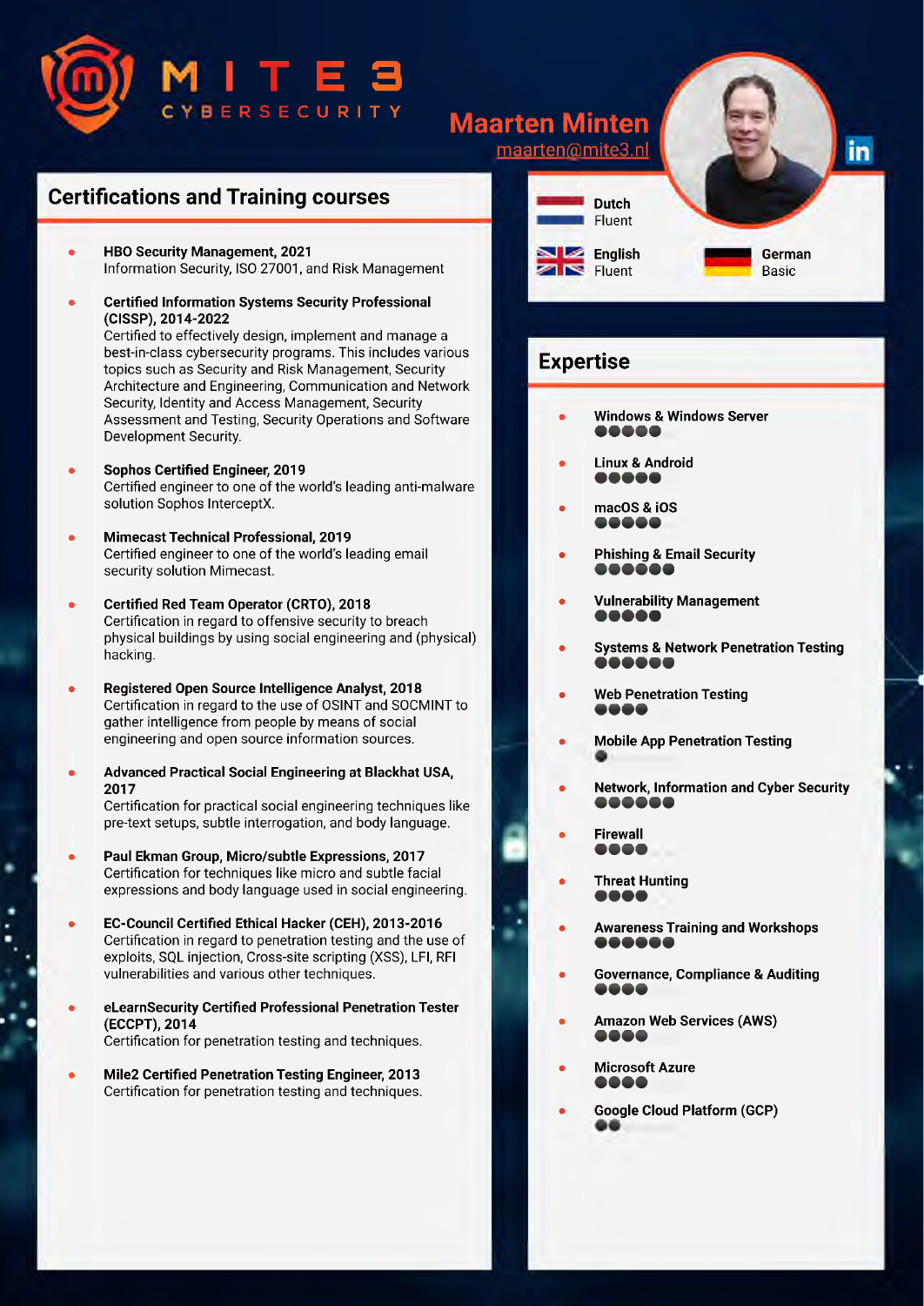MITE3 CYBERSECURITY

## Maarten Minten

maarten@mite3.nl

Dutch
Fluent

English
Fluent

German
Basic

## Certifications and Training courses

- **HBO Security Management, 2021**
  Information Security, ISO 27001, and Risk Management

- **Certified Information Systems Security Professional (CISSP), 2014-2022**
  Certified to effectively design, implement and manage a best-in-class cybersecurity programs. This includes various topics such as Security and Risk Management, Security Architecture and Engineering, Communication and Network Security, Identity and Access Management, Security Assessment and Testing, Security Operations and Software Development Security.

- **Sophos Certified Engineer, 2019**
  Certified engineer to one of the world's leading anti-malware solution Sophos InterceptX.

- **Mimecast Technical Professional, 2019**
  Certified engineer to one of the world's leading email security solution Mimecast.

- **Certified Red Team Operator (CRTO), 2018**
  Certification in regard to offensive security to breach physical buildings by using social engineering and (physical) hacking.

- **Registered Open Source Intelligence Analyst, 2018**
  Certification in regard to the use of OSINT and SOCMINT to gather intelligence from people by means of social engineering and open source information sources.

- **Advanced Practical Social Engineering at Blackhat USA, 2017**
  Certification for practical social engineering techniques like pre-text setups, subtle interrogation, and body language.

- **Paul Ekman Group, Micro/subtle Expressions, 2017**
  Certification for techniques like micro and subtle facial expressions and body language used in social engineering.

- **EC-Council Certified Ethical Hacker (CEH), 2013-2016**
  Certification in regard to penetration testing and the use of exploits, SQL injection, Cross-site scripting (XSS), LFI, RFI vulnerabilities and various other techniques.

- **eLearnSecurity Certified Professional Penetration Tester (ECCPT), 2014**
  Certification for penetration testing and techniques.

- **Mile2 Certified Penetration Testing Engineer, 2013**
  Certification for penetration testing and techniques.

## Expertise

- **Windows & Windows Server** ●●●●●
- **Linux & Android** ●●●●●
- **macOS & iOS** ●●●●●
- **Phishing & Email Security** ●●●●●●
- **Vulnerability Management** ●●●●●
- **Systems & Network Penetration Testing** ●●●●●●
- **Web Penetration Testing** ●●●●
- **Mobile App Penetration Testing** ●
- **Network, Information and Cyber Security** ●●●●●●
- **Firewall** ●●●●
- **Threat Hunting** ●●●●
- **Awareness Training and Workshops** ●●●●●●
- **Governance, Compliance & Auditing** ●●●●
- **Amazon Web Services (AWS)** ●●●●
- **Microsoft Azure** ●●●●
- **Google Cloud Platform (GCP)** ●●